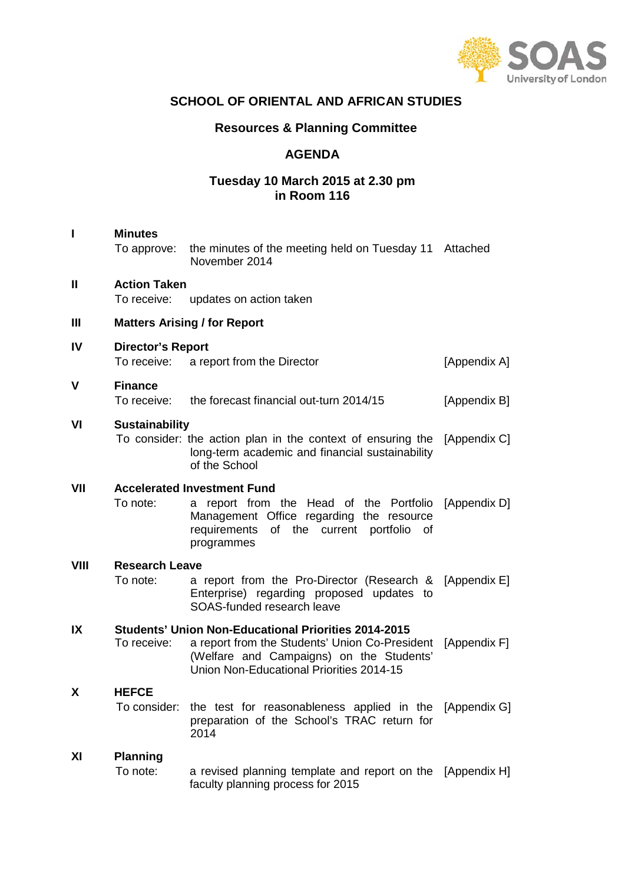# SCHOOL OF ORIENTAL AND AFRICAN STUDIES

## Resources & Planning Committee

## AGENDA

### Tuesday 10 March 2015 at 2.30 pm in Room 116

| | | | |
|---|---|---|---|
| **I** | **Minutes** | | |
| | To approve: | the minutes of the meeting held on Tuesday 11 November 2014 | Attached |
| **II** | **Action Taken** | | |
| | To receive: | updates on action taken | |
| **III** | **Matters Arising / for Report** | | |
| **IV** | **Director's Report** | | |
| | To receive: | a report from the Director | [Appendix A] |
| **V** | **Finance** | | |
| | To receive: | the forecast financial out-turn 2014/15 | [Appendix B] |
| **VI** | **Sustainability** | | |
| | To consider: | the action plan in the context of ensuring the long-term academic and financial sustainability of the School | [Appendix C] |
| **VII** | **Accelerated Investment Fund** | | |
| | To note: | a report from the Head of the Portfolio Management Office regarding the resource requirements of the current portfolio of programmes | [Appendix D] |
| **VIII** | **Research Leave** | | |
| | To note: | a report from the Pro-Director (Research & Enterprise) regarding proposed updates to SOAS-funded research leave | [Appendix E] |
| **IX** | **Students' Union Non-Educational Priorities 2014-2015** | | |
| | To receive: | a report from the Students' Union Co-President (Welfare and Campaigns) on the Students' Union Non-Educational Priorities 2014-15 | [Appendix F] |
| **X** | **HEFCE** | | |
| | To consider: | the test for reasonableness applied in the preparation of the School's TRAC return for 2014 | [Appendix G] |
| **XI** | **Planning** | | |
| | To note: | a revised planning template and report on the faculty planning process for 2015 | [Appendix H] |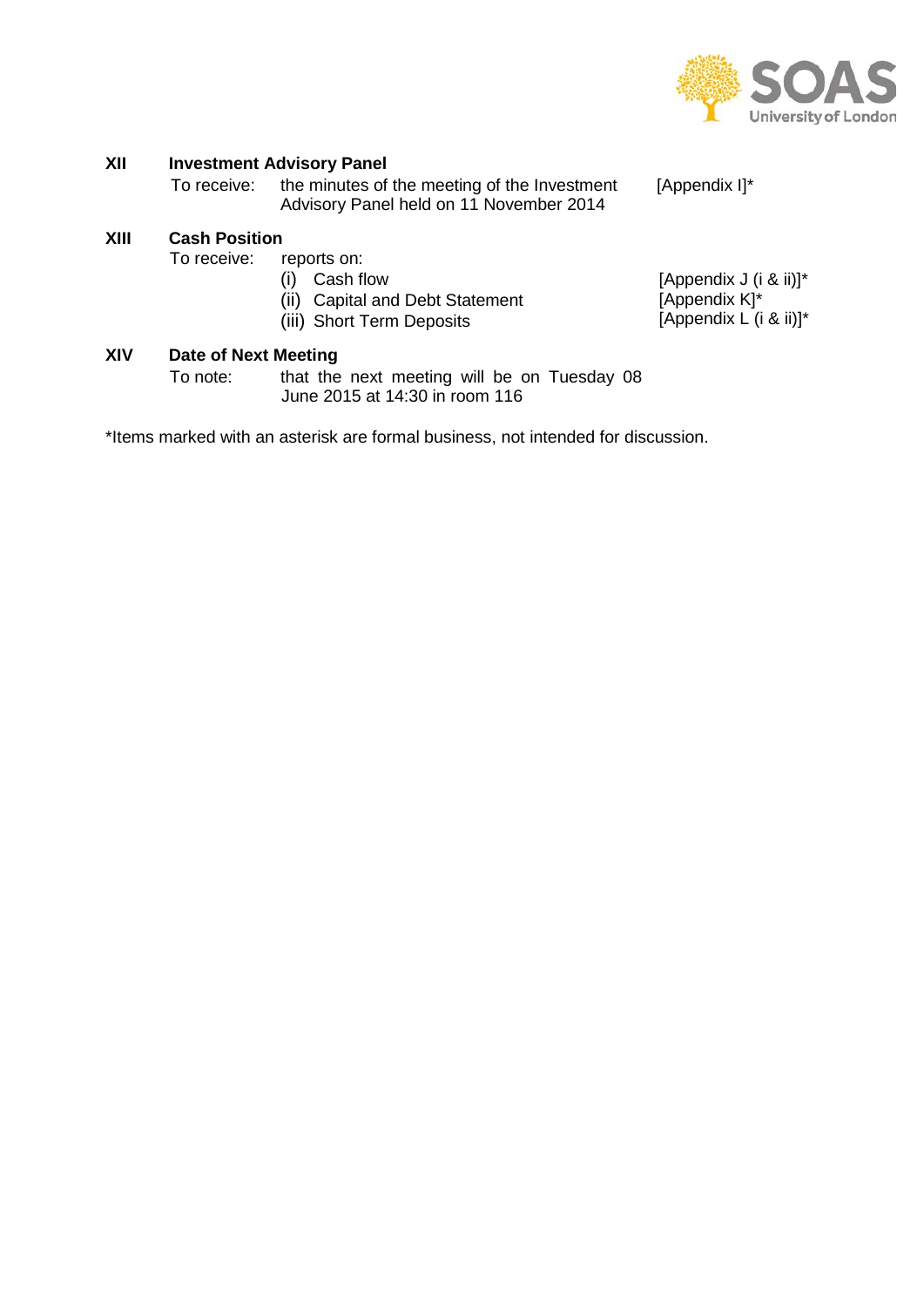**XII Investment Advisory Panel**

To receive: the minutes of the meeting of the Investment Advisory Panel held on 11 November 2014 [Appendix I]*

**XIII Cash Position**

To receive: reports on:

(i) Cash flow [Appendix J (i & ii)]*

(ii) Capital and Debt Statement [Appendix K]*

(iii) Short Term Deposits [Appendix L (i & ii)]*

**XIV Date of Next Meeting**

To note: that the next meeting will be on Tuesday 08 June 2015 at 14:30 in room 116

*Items marked with an asterisk are formal business, not intended for discussion.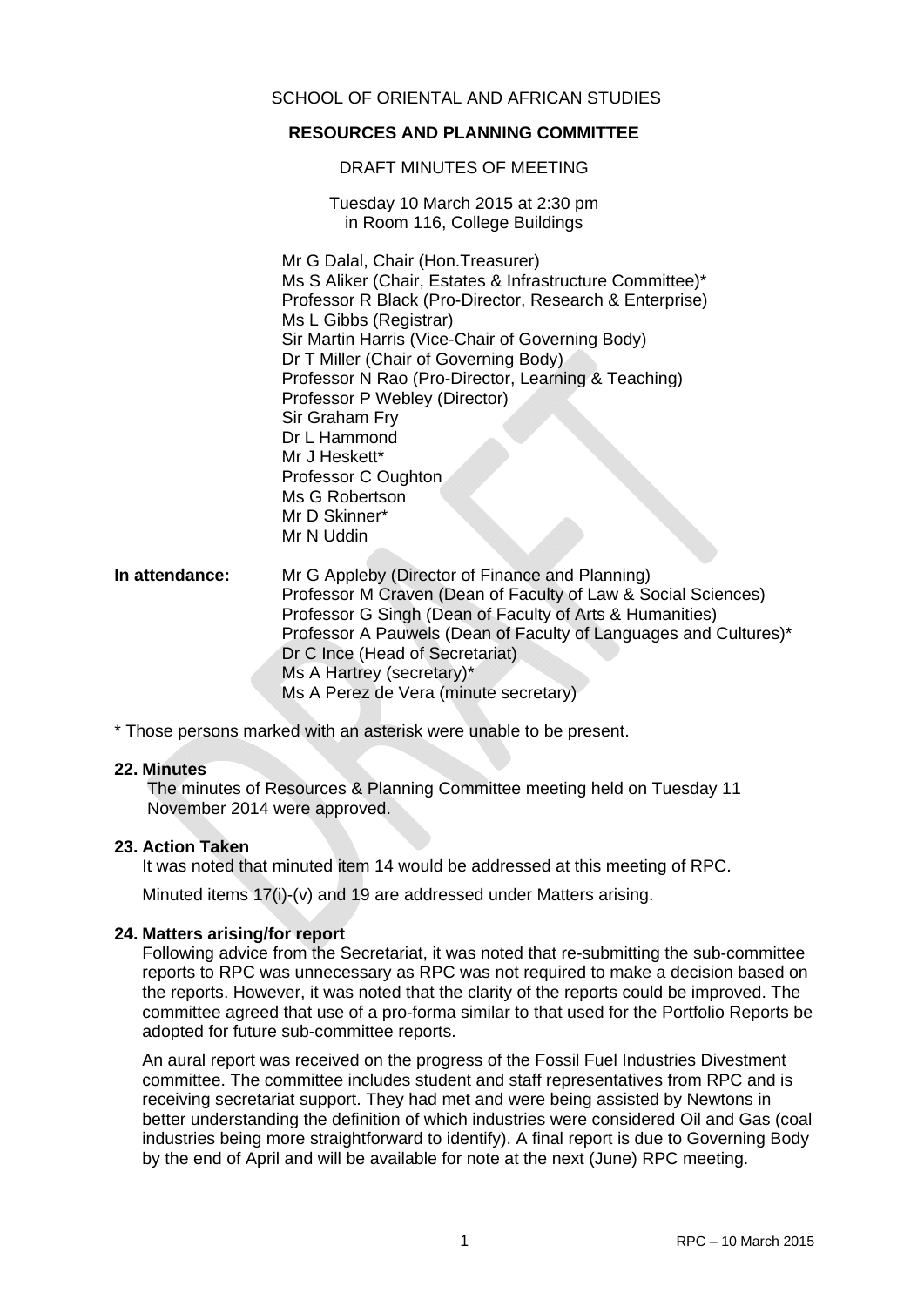SCHOOL OF ORIENTAL AND AFRICAN STUDIES

**RESOURCES AND PLANNING COMMITTEE**

DRAFT MINUTES OF MEETING

Tuesday 10 March 2015 at 2:30 pm
in Room 116, College Buildings

Mr G Dalal, Chair (Hon.Treasurer)
Ms S Aliker (Chair, Estates & Infrastructure Committee)*
Professor R Black (Pro-Director, Research & Enterprise)
Ms L Gibbs (Registrar)
Sir Martin Harris (Vice-Chair of Governing Body)
Dr T Miller (Chair of Governing Body)
Professor N Rao (Pro-Director, Learning & Teaching)
Professor P Webley (Director)
Sir Graham Fry
Dr L Hammond
Mr J Heskett*
Professor C Oughton
Ms G Robertson
Mr D Skinner*
Mr N Uddin

**In attendance:**
Mr G Appleby (Director of Finance and Planning)
Professor M Craven (Dean of Faculty of Law & Social Sciences)
Professor G Singh (Dean of Faculty of Arts & Humanities)
Professor A Pauwels (Dean of Faculty of Languages and Cultures)*
Dr C Ince (Head of Secretariat)
Ms A Hartrey (secretary)*
Ms A Perez de Vera (minute secretary)

* Those persons marked with an asterisk were unable to be present.

**22. Minutes**

The minutes of Resources & Planning Committee meeting held on Tuesday 11 November 2014 were approved.

**23. Action Taken**

It was noted that minuted item 14 would be addressed at this meeting of RPC.

Minuted items 17(i)-(v) and 19 are addressed under Matters arising.

**24. Matters arising/for report**

Following advice from the Secretariat, it was noted that re-submitting the sub-committee reports to RPC was unnecessary as RPC was not required to make a decision based on the reports. However, it was noted that the clarity of the reports could be improved. The committee agreed that use of a pro-forma similar to that used for the Portfolio Reports be adopted for future sub-committee reports.

An aural report was received on the progress of the Fossil Fuel Industries Divestment committee. The committee includes student and staff representatives from RPC and is receiving secretariat support. They had met and were being assisted by Newtons in better understanding the definition of which industries were considered Oil and Gas (coal industries being more straightforward to identify). A final report is due to Governing Body by the end of April and will be available for note at the next (June) RPC meeting.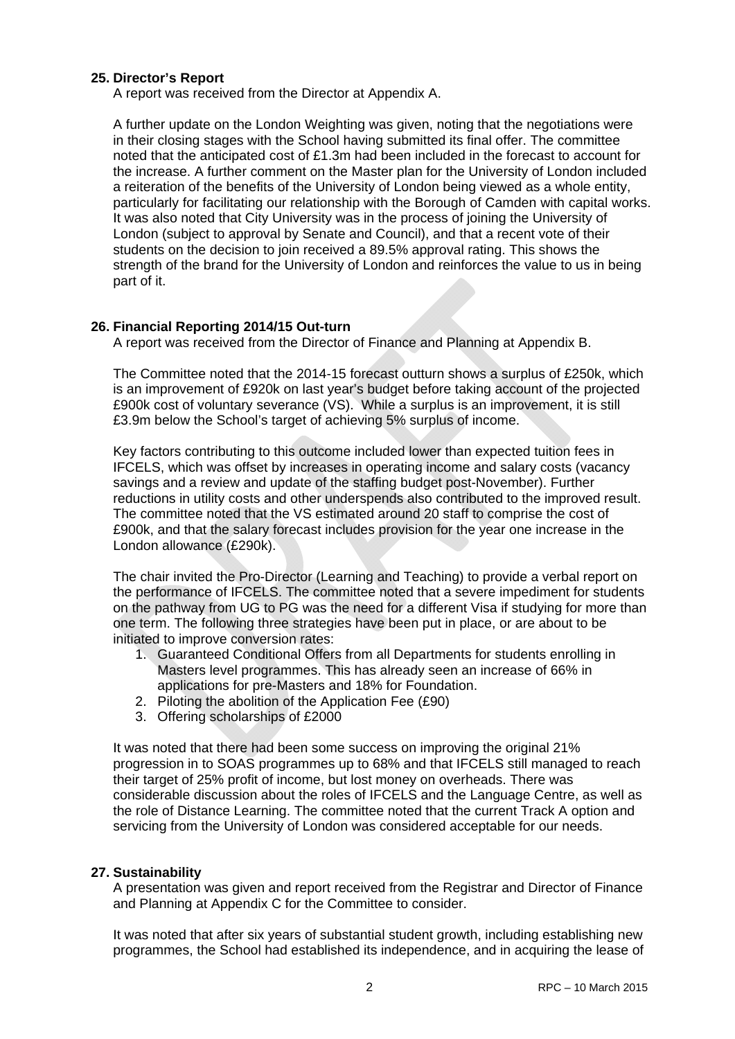**25. Director's Report**

A report was received from the Director at Appendix A.

A further update on the London Weighting was given, noting that the negotiations were in their closing stages with the School having submitted its final offer. The committee noted that the anticipated cost of £1.3m had been included in the forecast to account for the increase. A further comment on the Master plan for the University of London included a reiteration of the benefits of the University of London being viewed as a whole entity, particularly for facilitating our relationship with the Borough of Camden with capital works. It was also noted that City University was in the process of joining the University of London (subject to approval by Senate and Council), and that a recent vote of their students on the decision to join received a 89.5% approval rating. This shows the strength of the brand for the University of London and reinforces the value to us in being part of it.

**26. Financial Reporting 2014/15 Out-turn**

A report was received from the Director of Finance and Planning at Appendix B.

The Committee noted that the 2014-15 forecast outturn shows a surplus of £250k, which is an improvement of £920k on last year's budget before taking account of the projected £900k cost of voluntary severance (VS). While a surplus is an improvement, it is still £3.9m below the School's target of achieving 5% surplus of income.

Key factors contributing to this outcome included lower than expected tuition fees in IFCELS, which was offset by increases in operating income and salary costs (vacancy savings and a review and update of the staffing budget post-November). Further reductions in utility costs and other underspends also contributed to the improved result. The committee noted that the VS estimated around 20 staff to comprise the cost of £900k, and that the salary forecast includes provision for the year one increase in the London allowance (£290k).

The chair invited the Pro-Director (Learning and Teaching) to provide a verbal report on the performance of IFCELS. The committee noted that a severe impediment for students on the pathway from UG to PG was the need for a different Visa if studying for more than one term. The following three strategies have been put in place, or are about to be initiated to improve conversion rates:

1. Guaranteed Conditional Offers from all Departments for students enrolling in Masters level programmes. This has already seen an increase of 66% in applications for pre-Masters and 18% for Foundation.
2. Piloting the abolition of the Application Fee (£90)
3. Offering scholarships of £2000

It was noted that there had been some success on improving the original 21% progression in to SOAS programmes up to 68% and that IFCELS still managed to reach their target of 25% profit of income, but lost money on overheads. There was considerable discussion about the roles of IFCELS and the Language Centre, as well as the role of Distance Learning. The committee noted that the current Track A option and servicing from the University of London was considered acceptable for our needs.

**27. Sustainability**

A presentation was given and report received from the Registrar and Director of Finance and Planning at Appendix C for the Committee to consider.

It was noted that after six years of substantial student growth, including establishing new programmes, the School had established its independence, and in acquiring the lease of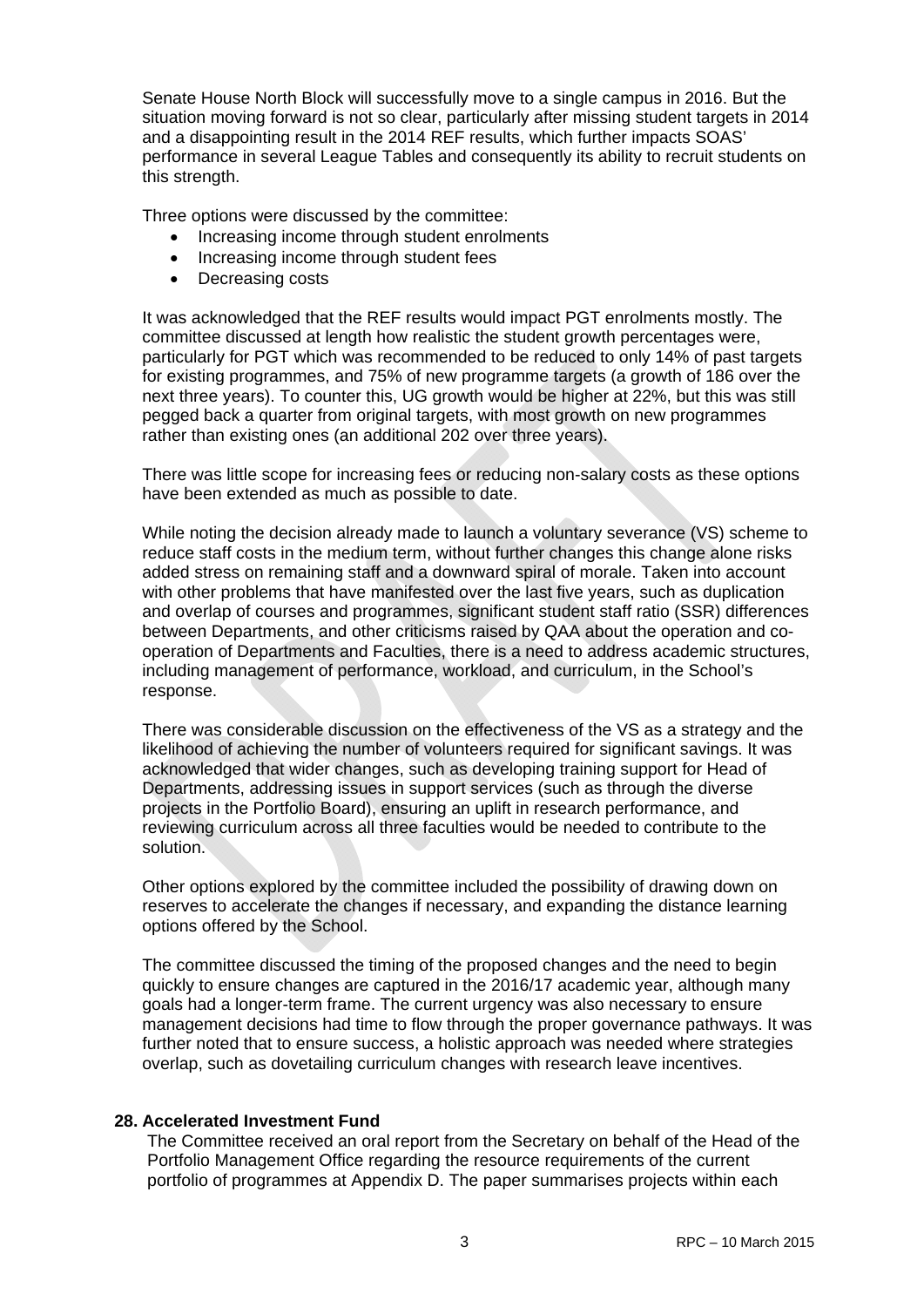Senate House North Block will successfully move to a single campus in 2016. But the situation moving forward is not so clear, particularly after missing student targets in 2014 and a disappointing result in the 2014 REF results, which further impacts SOAS' performance in several League Tables and consequently its ability to recruit students on this strength.

Three options were discussed by the committee:

- Increasing income through student enrolments
- Increasing income through student fees
- Decreasing costs

It was acknowledged that the REF results would impact PGT enrolments mostly. The committee discussed at length how realistic the student growth percentages were, particularly for PGT which was recommended to be reduced to only 14% of past targets for existing programmes, and 75% of new programme targets (a growth of 186 over the next three years). To counter this, UG growth would be higher at 22%, but this was still pegged back a quarter from original targets, with most growth on new programmes rather than existing ones (an additional 202 over three years).

There was little scope for increasing fees or reducing non-salary costs as these options have been extended as much as possible to date.

While noting the decision already made to launch a voluntary severance (VS) scheme to reduce staff costs in the medium term, without further changes this change alone risks added stress on remaining staff and a downward spiral of morale. Taken into account with other problems that have manifested over the last five years, such as duplication and overlap of courses and programmes, significant student staff ratio (SSR) differences between Departments, and other criticisms raised by QAA about the operation and co-operation of Departments and Faculties, there is a need to address academic structures, including management of performance, workload, and curriculum, in the School's response.

There was considerable discussion on the effectiveness of the VS as a strategy and the likelihood of achieving the number of volunteers required for significant savings. It was acknowledged that wider changes, such as developing training support for Head of Departments, addressing issues in support services (such as through the diverse projects in the Portfolio Board), ensuring an uplift in research performance, and reviewing curriculum across all three faculties would be needed to contribute to the solution.

Other options explored by the committee included the possibility of drawing down on reserves to accelerate the changes if necessary, and expanding the distance learning options offered by the School.

The committee discussed the timing of the proposed changes and the need to begin quickly to ensure changes are captured in the 2016/17 academic year, although many goals had a longer-term frame. The current urgency was also necessary to ensure management decisions had time to flow through the proper governance pathways. It was further noted that to ensure success, a holistic approach was needed where strategies overlap, such as dovetailing curriculum changes with research leave incentives.

**28. Accelerated Investment Fund**

The Committee received an oral report from the Secretary on behalf of the Head of the Portfolio Management Office regarding the resource requirements of the current portfolio of programmes at Appendix D. The paper summarises projects within each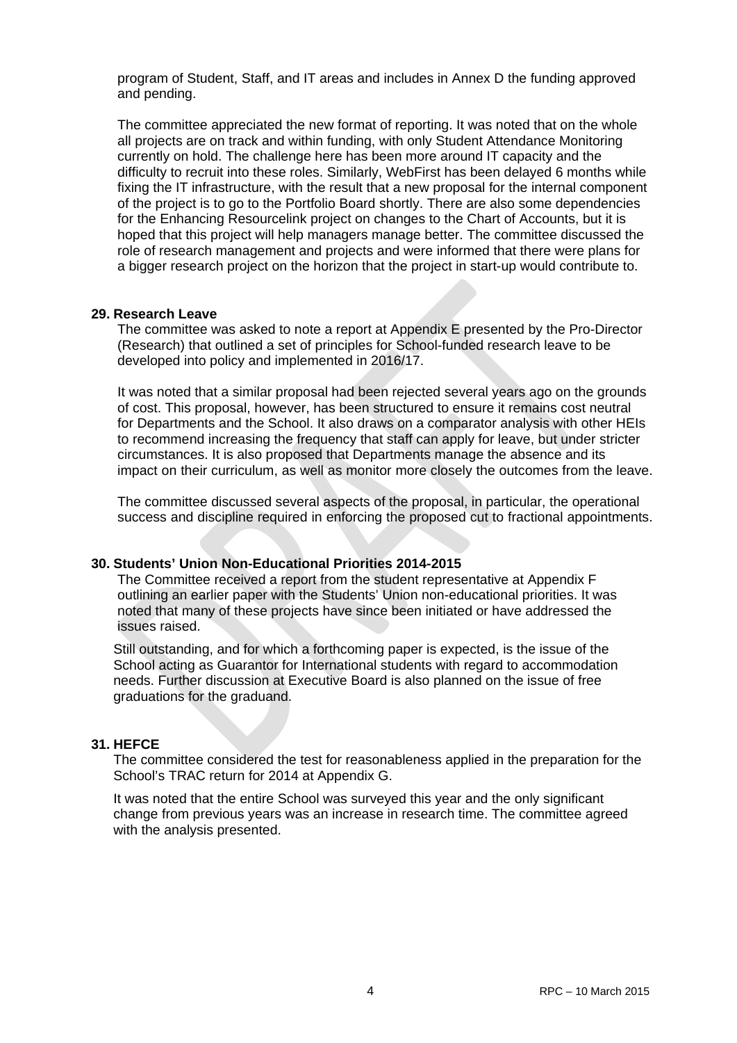program of Student, Staff, and IT areas and includes in Annex D the funding approved and pending.

The committee appreciated the new format of reporting. It was noted that on the whole all projects are on track and within funding, with only Student Attendance Monitoring currently on hold. The challenge here has been more around IT capacity and the difficulty to recruit into these roles. Similarly, WebFirst has been delayed 6 months while fixing the IT infrastructure, with the result that a new proposal for the internal component of the project is to go to the Portfolio Board shortly. There are also some dependencies for the Enhancing Resourcelink project on changes to the Chart of Accounts, but it is hoped that this project will help managers manage better. The committee discussed the role of research management and projects and were informed that there were plans for a bigger research project on the horizon that the project in start-up would contribute to.

**29. Research Leave**

The committee was asked to note a report at Appendix E presented by the Pro-Director (Research) that outlined a set of principles for School-funded research leave to be developed into policy and implemented in 2016/17.

It was noted that a similar proposal had been rejected several years ago on the grounds of cost. This proposal, however, has been structured to ensure it remains cost neutral for Departments and the School. It also draws on a comparator analysis with other HEIs to recommend increasing the frequency that staff can apply for leave, but under stricter circumstances. It is also proposed that Departments manage the absence and its impact on their curriculum, as well as monitor more closely the outcomes from the leave.

The committee discussed several aspects of the proposal, in particular, the operational success and discipline required in enforcing the proposed cut to fractional appointments.

**30. Students' Union Non-Educational Priorities 2014-2015**

The Committee received a report from the student representative at Appendix F outlining an earlier paper with the Students' Union non-educational priorities. It was noted that many of these projects have since been initiated or have addressed the issues raised.

Still outstanding, and for which a forthcoming paper is expected, is the issue of the School acting as Guarantor for International students with regard to accommodation needs. Further discussion at Executive Board is also planned on the issue of free graduations for the graduand.

**31. HEFCE**

The committee considered the test for reasonableness applied in the preparation for the School's TRAC return for 2014 at Appendix G.

It was noted that the entire School was surveyed this year and the only significant change from previous years was an increase in research time. The committee agreed with the analysis presented.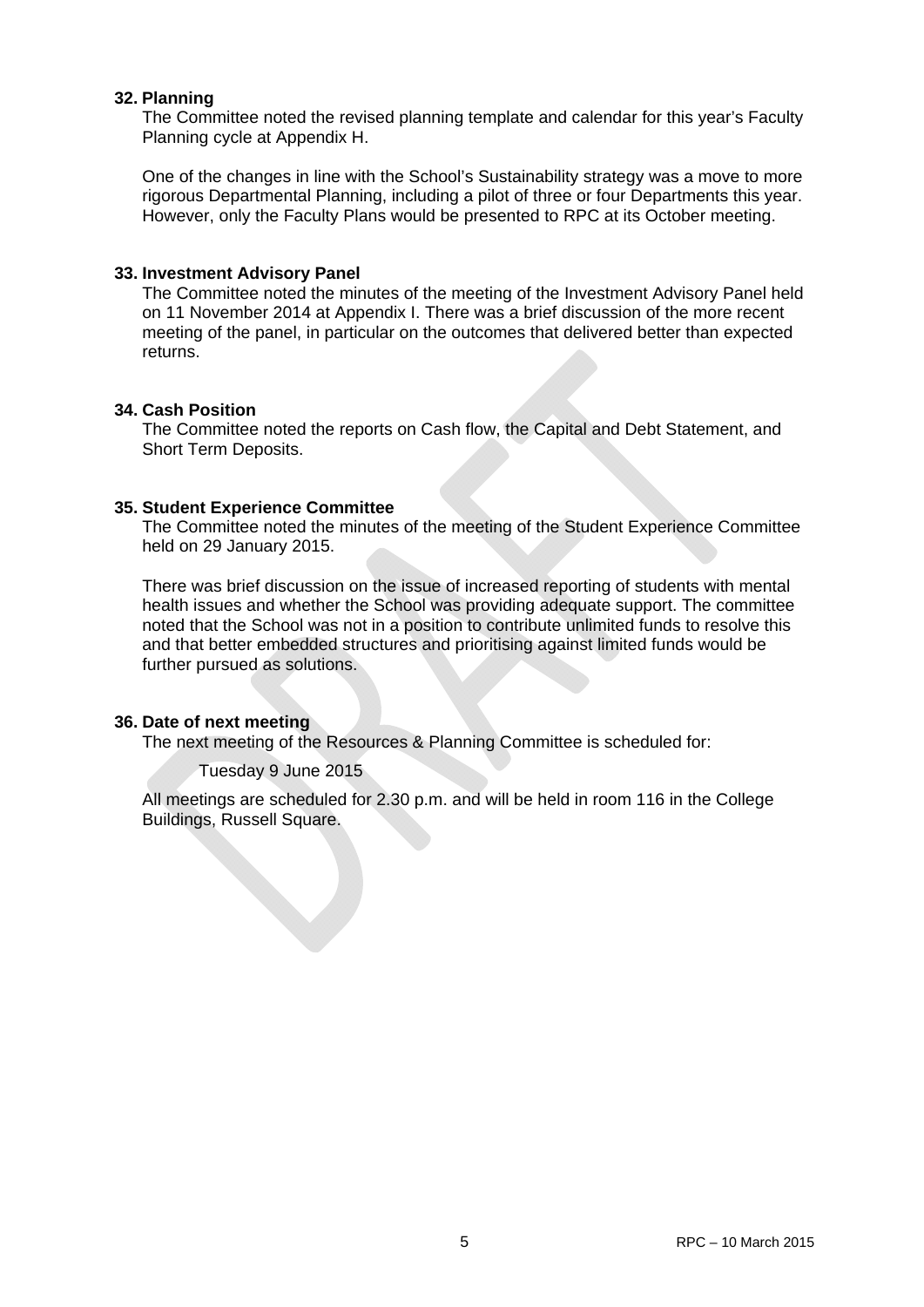**32. Planning**

The Committee noted the revised planning template and calendar for this year's Faculty Planning cycle at Appendix H.

One of the changes in line with the School's Sustainability strategy was a move to more rigorous Departmental Planning, including a pilot of three or four Departments this year. However, only the Faculty Plans would be presented to RPC at its October meeting.

**33. Investment Advisory Panel**

The Committee noted the minutes of the meeting of the Investment Advisory Panel held on 11 November 2014 at Appendix I. There was a brief discussion of the more recent meeting of the panel, in particular on the outcomes that delivered better than expected returns.

**34. Cash Position**

The Committee noted the reports on Cash flow, the Capital and Debt Statement, and Short Term Deposits.

**35. Student Experience Committee**

The Committee noted the minutes of the meeting of the Student Experience Committee held on 29 January 2015.

There was brief discussion on the issue of increased reporting of students with mental health issues and whether the School was providing adequate support. The committee noted that the School was not in a position to contribute unlimited funds to resolve this and that better embedded structures and prioritising against limited funds would be further pursued as solutions.

**36. Date of next meeting**

The next meeting of the Resources & Planning Committee is scheduled for:

Tuesday 9 June 2015

All meetings are scheduled for 2.30 p.m. and will be held in room 116 in the College Buildings, Russell Square.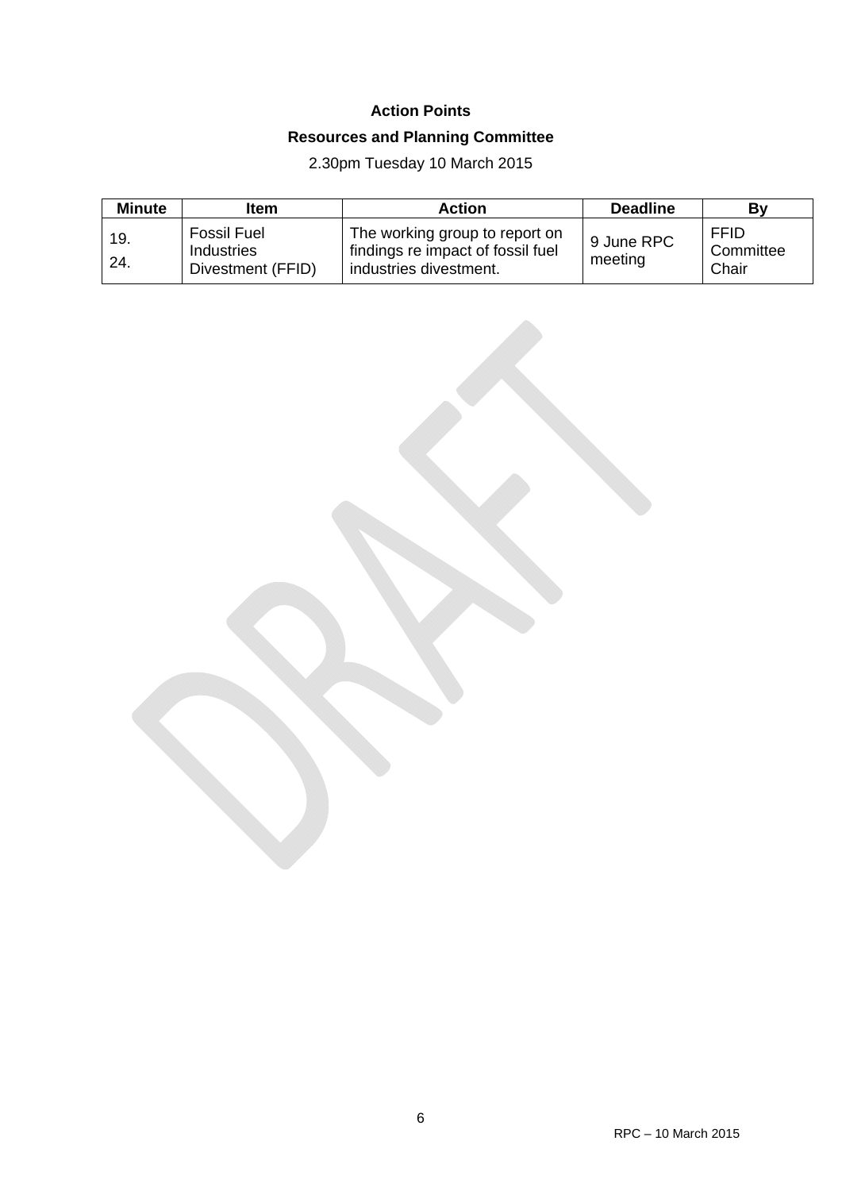**Action Points**

**Resources and Planning Committee**

2.30pm Tuesday 10 March 2015

| Minute | Item | Action | Deadline | By |
|---|---|---|---|---|
| 19.<br>24. | Fossil Fuel Industries Divestment (FFID) | The working group to report on findings re impact of fossil fuel industries divestment. | 9 June RPC meeting | FFID Committee Chair |